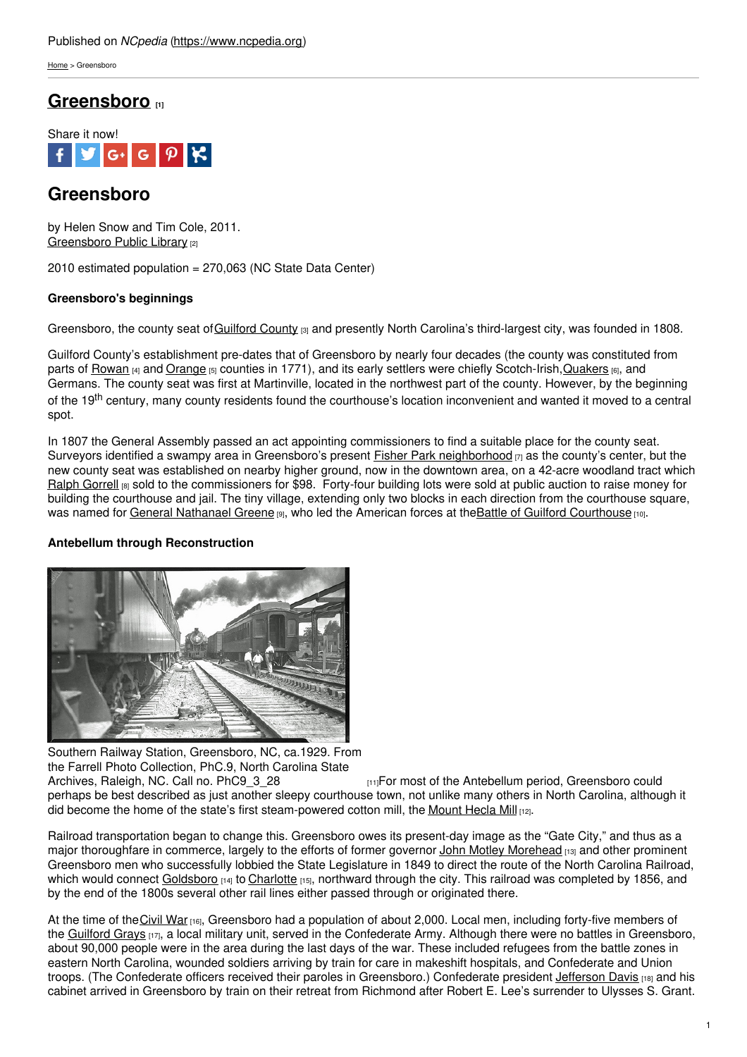Published on *NCpedia* (https://www.ncpedia.org)

Home > Greensboro

# Greensboro [1]

Share it now!

## Greensboro

by Helen Snow and Tim Cole, 2011.
Greensboro Public Library [2]

2010 estimated population = 270,063 (NC State Data Center)

### Greensboro's beginnings

Greensboro, the county seat of Guilford County [3] and presently North Carolina's third-largest city, was founded in 1808.

Guilford County's establishment pre-dates that of Greensboro by nearly four decades (the county was constituted from parts of Rowan [4] and Orange [5] counties in 1771), and its early settlers were chiefly Scotch-Irish, Quakers [6], and Germans. The county seat was first at Martinville, located in the northwest part of the county. However, by the beginning of the 19th century, many county residents found the courthouse's location inconvenient and wanted it moved to a central spot.

In 1807 the General Assembly passed an act appointing commissioners to find a suitable place for the county seat. Surveyors identified a swampy area in Greensboro's present Fisher Park neighborhood [7] as the county's center, but the new county seat was established on nearby higher ground, now in the downtown area, on a 42-acre woodland tract which Ralph Gorrell [8] sold to the commissioners for $98. Forty-four building lots were sold at public auction to raise money for building the courthouse and jail. The tiny village, extending only two blocks in each direction from the courthouse square, was named for General Nathanael Greene [9], who led the American forces at the Battle of Guilford Courthouse [10].

### Antebellum through Reconstruction

Southern Railway Station, Greensboro, NC, ca.1929. From the Farrell Photo Collection, PhC.9, North Carolina State Archives, Raleigh, NC. Call no. PhC9_3_28 [11]

For most of the Antebellum period, Greensboro could perhaps be best described as just another sleepy courthouse town, not unlike many others in North Carolina, although it did become the home of the state's first steam-powered cotton mill, the Mount Hecla Mill [12].

Railroad transportation began to change this. Greensboro owes its present-day image as the "Gate City," and thus as a major thoroughfare in commerce, largely to the efforts of former governor John Motley Morehead [13] and other prominent Greensboro men who successfully lobbied the State Legislature in 1849 to direct the route of the North Carolina Railroad, which would connect Goldsboro [14] to Charlotte [15], northward through the city. This railroad was completed by 1856, and by the end of the 1800s several other rail lines either passed through or originated there.

At the time of the Civil War [16], Greensboro had a population of about 2,000. Local men, including forty-five members of the Guilford Grays [17], a local military unit, served in the Confederate Army. Although there were no battles in Greensboro, about 90,000 people were in the area during the last days of the war. These included refugees from the battle zones in eastern North Carolina, wounded soldiers arriving by train for care in makeshift hospitals, and Confederate and Union troops. (The Confederate officers received their paroles in Greensboro.) Confederate president Jefferson Davis [18] and his cabinet arrived in Greensboro by train on their retreat from Richmond after Robert E. Lee's surrender to Ulysses S. Grant.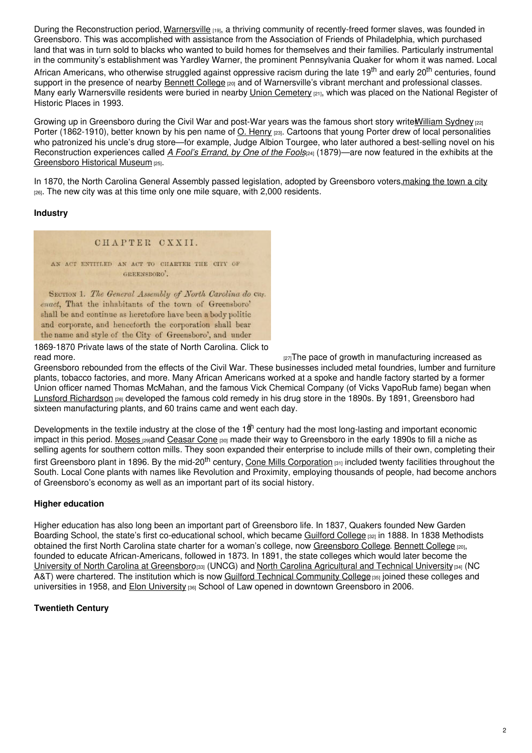During the Reconstruction period, Warnersville [19], a thriving community of recently-freed former slaves, was founded in Greensboro. This was accomplished with assistance from the Association of Friends of Philadelphia, which purchased land that was in turn sold to blacks who wanted to build homes for themselves and their families. Particularly instrumental in the community's establishment was Yardley Warner, the prominent Pennsylvania Quaker for whom it was named. Local African Americans, who otherwise struggled against oppressive racism during the late 19th and early 20th centuries, found support in the presence of nearby Bennett College [20] and of Warnersville's vibrant merchant and professional classes. Many early Warnersville residents were buried in nearby Union Cemetery [21], which was placed on the National Register of Historic Places in 1993.

Growing up in Greensboro during the Civil War and post-War years was the famous short story writer William Sydney [22] Porter (1862-1910), better known by his pen name of O. Henry [23]. Cartoons that young Porter drew of local personalities who patronized his uncle's drug store—for example, Judge Albion Tourgee, who later authored a best-selling novel on his Reconstruction experiences called *A Fool's Errand, by One of the Fools* [24] (1879)—are now featured in the exhibits at the Greensboro Historical Museum [25].

In 1870, the North Carolina General Assembly passed legislation, adopted by Greensboro voters, making the town a city [26]. The new city was at this time only one mile square, with 2,000 residents.

**Industry**

CHAPTER CXXII.

AN ACT ENTITLED AN ACT TO CHARTER THE CITY OF GREENSBORO'.

SECTION 1. *The General Assembly of North Carolina do enact*, That the inhabitants of the town of Greensboro' shall be and continue as heretofore have been a body politic and corporate, and henceforth the corporation shall bear the name and style of the City of Greensboro', and under

1869-1870 Private laws of the state of North Carolina. Click to read more. [27]

The pace of growth in manufacturing increased as Greensboro rebounded from the effects of the Civil War. These businesses included metal foundries, lumber and furniture plants, tobacco factories, and more. Many African Americans worked at a spoke and handle factory started by a former Union officer named Thomas McMahan, and the famous Vick Chemical Company (of Vicks VapoRub fame) began when Lunsford Richardson [28] developed the famous cold remedy in his drug store in the 1890s. By 1891, Greensboro had sixteen manufacturing plants, and 60 trains came and went each day.

Developments in the textile industry at the close of the 19th century had the most long-lasting and important economic impact in this period. Moses [29] and Ceasar Cone [30] made their way to Greensboro in the early 1890s to fill a niche as selling agents for southern cotton mills. They soon expanded their enterprise to include mills of their own, completing their first Greensboro plant in 1896. By the mid-20th century, Cone Mills Corporation [31] included twenty facilities throughout the South. Local Cone plants with names like Revolution and Proximity, employing thousands of people, had become anchors of Greensboro's economy as well as an important part of its social history.

**Higher education**

Higher education has also long been an important part of Greensboro life. In 1837, Quakers founded New Garden Boarding School, the state's first co-educational school, which became Guilford College [32] in 1888. In 1838 Methodists obtained the first North Carolina state charter for a woman's college, now Greensboro College. Bennett College [20], founded to educate African-Americans, followed in 1873. In 1891, the state colleges which would later become the University of North Carolina at Greensboro [33] (UNCG) and North Carolina Agricultural and Technical University [34] (NC A&T) were chartered. The institution which is now Guilford Technical Community College [35] joined these colleges and universities in 1958, and Elon University [36] School of Law opened in downtown Greensboro in 2006.

**Twentieth Century**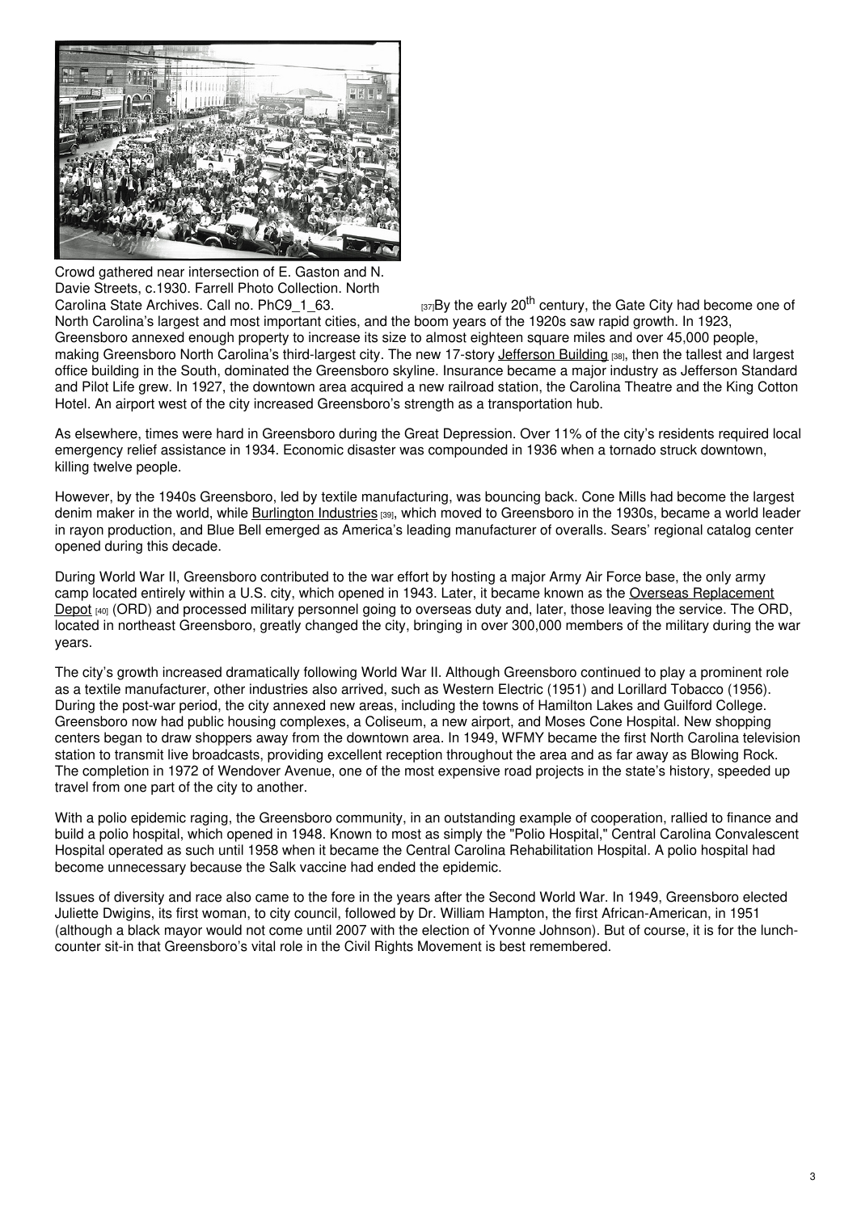Crowd gathered near intersection of E. Gaston and N. Davie Streets, c.1930. Farrell Photo Collection. North Carolina State Archives. Call no. PhC9_1_63.

[37]By the early 20th century, the Gate City had become one of North Carolina's largest and most important cities, and the boom years of the 1920s saw rapid growth. In 1923, Greensboro annexed enough property to increase its size to almost eighteen square miles and over 45,000 people, making Greensboro North Carolina's third-largest city. The new 17-story Jefferson Building [38], then the tallest and largest office building in the South, dominated the Greensboro skyline. Insurance became a major industry as Jefferson Standard and Pilot Life grew. In 1927, the downtown area acquired a new railroad station, the Carolina Theatre and the King Cotton Hotel. An airport west of the city increased Greensboro's strength as a transportation hub.

As elsewhere, times were hard in Greensboro during the Great Depression. Over 11% of the city's residents required local emergency relief assistance in 1934. Economic disaster was compounded in 1936 when a tornado struck downtown, killing twelve people.

However, by the 1940s Greensboro, led by textile manufacturing, was bouncing back. Cone Mills had become the largest denim maker in the world, while Burlington Industries [39], which moved to Greensboro in the 1930s, became a world leader in rayon production, and Blue Bell emerged as America's leading manufacturer of overalls. Sears' regional catalog center opened during this decade.

During World War II, Greensboro contributed to the war effort by hosting a major Army Air Force base, the only army camp located entirely within a U.S. city, which opened in 1943. Later, it became known as the Overseas Replacement Depot [40] (ORD) and processed military personnel going to overseas duty and, later, those leaving the service. The ORD, located in northeast Greensboro, greatly changed the city, bringing in over 300,000 members of the military during the war years.

The city's growth increased dramatically following World War II. Although Greensboro continued to play a prominent role as a textile manufacturer, other industries also arrived, such as Western Electric (1951) and Lorillard Tobacco (1956). During the post-war period, the city annexed new areas, including the towns of Hamilton Lakes and Guilford College. Greensboro now had public housing complexes, a Coliseum, a new airport, and Moses Cone Hospital. New shopping centers began to draw shoppers away from the downtown area. In 1949, WFMY became the first North Carolina television station to transmit live broadcasts, providing excellent reception throughout the area and as far away as Blowing Rock. The completion in 1972 of Wendover Avenue, one of the most expensive road projects in the state's history, speeded up travel from one part of the city to another.

With a polio epidemic raging, the Greensboro community, in an outstanding example of cooperation, rallied to finance and build a polio hospital, which opened in 1948. Known to most as simply the "Polio Hospital," Central Carolina Convalescent Hospital operated as such until 1958 when it became the Central Carolina Rehabilitation Hospital. A polio hospital had become unnecessary because the Salk vaccine had ended the epidemic.

Issues of diversity and race also came to the fore in the years after the Second World War. In 1949, Greensboro elected Juliette Dwigins, its first woman, to city council, followed by Dr. William Hampton, the first African-American, in 1951 (although a black mayor would not come until 2007 with the election of Yvonne Johnson). But of course, it is for the lunch-counter sit-in that Greensboro's vital role in the Civil Rights Movement is best remembered.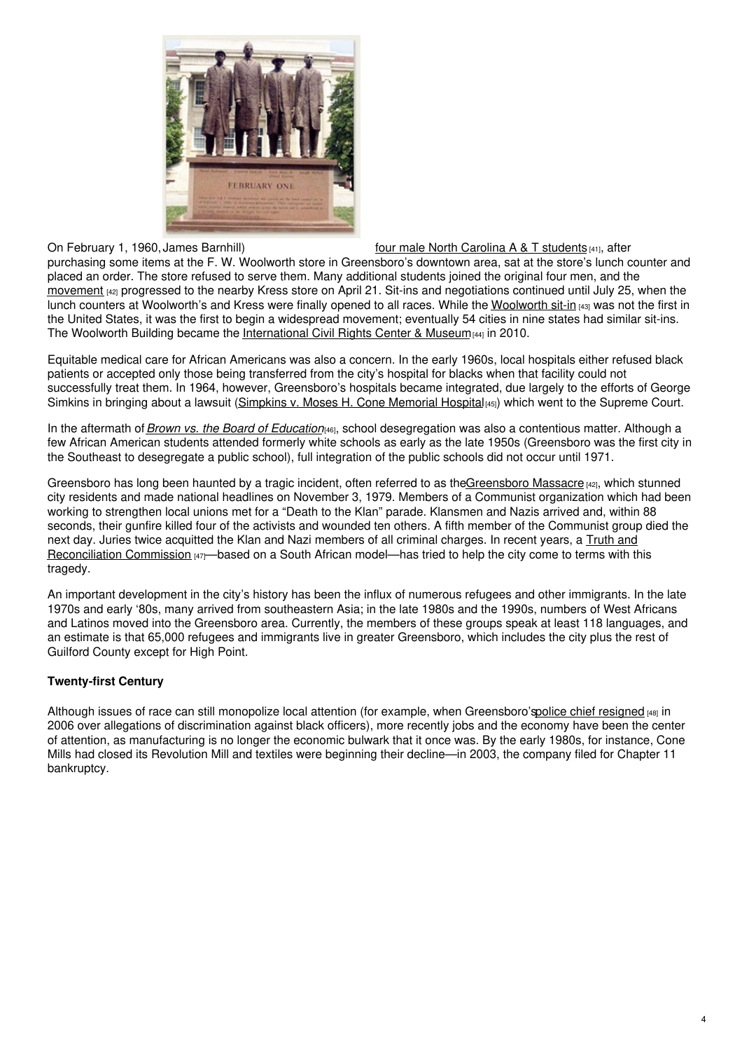On February 1, 1960, James Barnhill) four male North Carolina A & T students [41], after purchasing some items at the F. W. Woolworth store in Greensboro's downtown area, sat at the store's lunch counter and placed an order. The store refused to serve them. Many additional students joined the original four men, and the movement [42] progressed to the nearby Kress store on April 21. Sit-ins and negotiations continued until July 25, when the lunch counters at Woolworth's and Kress were finally opened to all races. While the Woolworth sit-in [43] was not the first in the United States, it was the first to begin a widespread movement; eventually 54 cities in nine states had similar sit-ins. The Woolworth Building became the International Civil Rights Center & Museum [44] in 2010.

Equitable medical care for African Americans was also a concern. In the early 1960s, local hospitals either refused black patients or accepted only those being transferred from the city's hospital for blacks when that facility could not successfully treat them. In 1964, however, Greensboro's hospitals became integrated, due largely to the efforts of George Simkins in bringing about a lawsuit (Simpkins v. Moses H. Cone Memorial Hospital [45]) which went to the Supreme Court.

In the aftermath of *Brown vs. the Board of Education* [46], school desegregation was also a contentious matter. Although a few African American students attended formerly white schools as early as the late 1950s (Greensboro was the first city in the Southeast to desegregate a public school), full integration of the public schools did not occur until 1971.

Greensboro has long been haunted by a tragic incident, often referred to as the Greensboro Massacre [42], which stunned city residents and made national headlines on November 3, 1979. Members of a Communist organization which had been working to strengthen local unions met for a "Death to the Klan" parade. Klansmen and Nazis arrived and, within 88 seconds, their gunfire killed four of the activists and wounded ten others. A fifth member of the Communist group died the next day. Juries twice acquitted the Klan and Nazi members of all criminal charges. In recent years, a Truth and Reconciliation Commission [47]—based on a South African model—has tried to help the city come to terms with this tragedy.

An important development in the city's history has been the influx of numerous refugees and other immigrants. In the late 1970s and early '80s, many arrived from southeastern Asia; in the late 1980s and the 1990s, numbers of West Africans and Latinos moved into the Greensboro area. Currently, the members of these groups speak at least 118 languages, and an estimate is that 65,000 refugees and immigrants live in greater Greensboro, which includes the city plus the rest of Guilford County except for High Point.

**Twenty-first Century**

Although issues of race can still monopolize local attention (for example, when Greensboro's police chief resigned [48] in 2006 over allegations of discrimination against black officers), more recently jobs and the economy have been the center of attention, as manufacturing is no longer the economic bulwark that it once was. By the early 1980s, for instance, Cone Mills had closed its Revolution Mill and textiles were beginning their decline—in 2003, the company filed for Chapter 11 bankruptcy.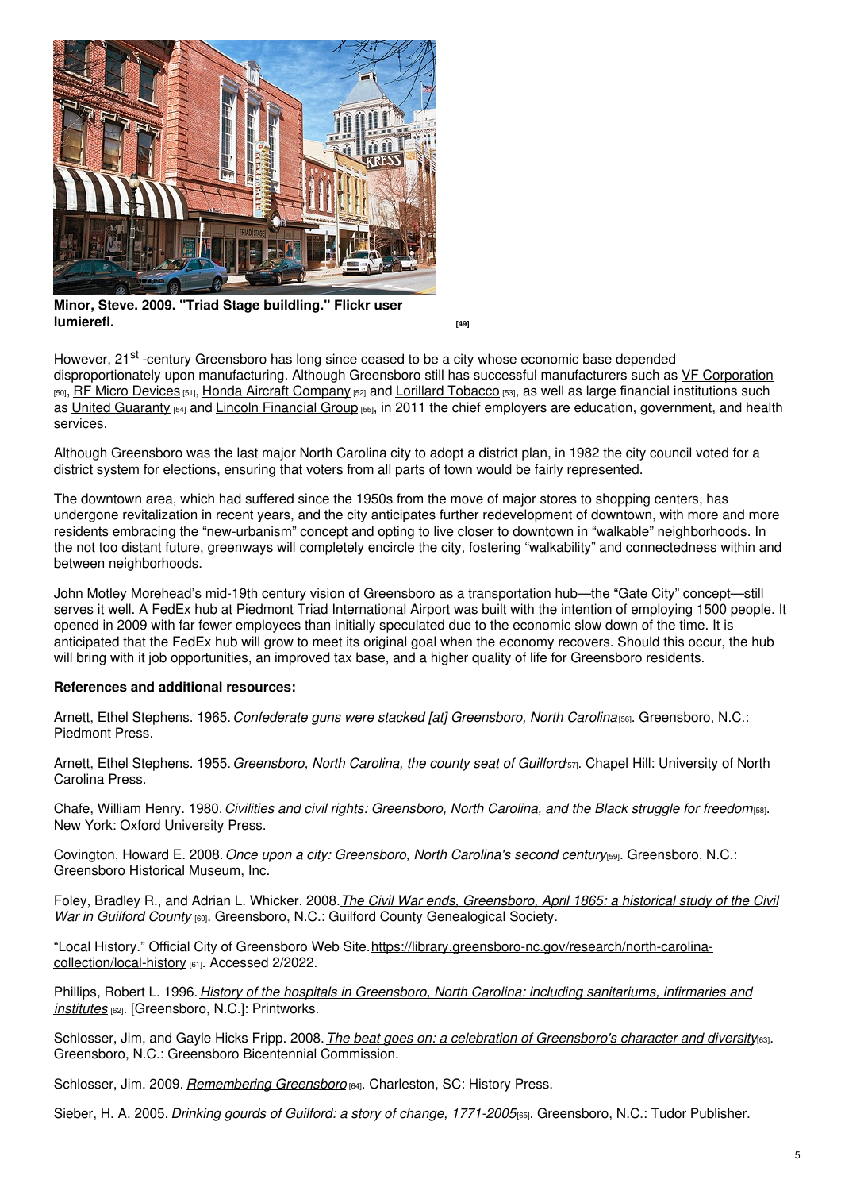**Minor, Steve. 2009. "Triad Stage building." Flickr user lumierefl.** [49]

However, 21st -century Greensboro has long since ceased to be a city whose economic base depended disproportionately upon manufacturing. Although Greensboro still has successful manufacturers such as VF Corporation [50], RF Micro Devices [51], Honda Aircraft Company [52] and Lorillard Tobacco [53], as well as large financial institutions such as United Guaranty [54] and Lincoln Financial Group [55], in 2011 the chief employers are education, government, and health services.

Although Greensboro was the last major North Carolina city to adopt a district plan, in 1982 the city council voted for a district system for elections, ensuring that voters from all parts of town would be fairly represented.

The downtown area, which had suffered since the 1950s from the move of major stores to shopping centers, has undergone revitalization in recent years, and the city anticipates further redevelopment of downtown, with more and more residents embracing the "new-urbanism" concept and opting to live closer to downtown in "walkable" neighborhoods. In the not too distant future, greenways will completely encircle the city, fostering "walkability" and connectedness within and between neighborhoods.

John Motley Morehead's mid-19th century vision of Greensboro as a transportation hub—the "Gate City" concept—still serves it well. A FedEx hub at Piedmont Triad International Airport was built with the intention of employing 1500 people. It opened in 2009 with far fewer employees than initially speculated due to the economic slow down of the time. It is anticipated that the FedEx hub will grow to meet its original goal when the economy recovers. Should this occur, the hub will bring with it job opportunities, an improved tax base, and a higher quality of life for Greensboro residents.

**References and additional resources:**

Arnett, Ethel Stephens. 1965. *Confederate guns were stacked [at] Greensboro, North Carolina* [56]. Greensboro, N.C.: Piedmont Press.

Arnett, Ethel Stephens. 1955. *Greensboro, North Carolina, the county seat of Guilford* [57]. Chapel Hill: University of North Carolina Press.

Chafe, William Henry. 1980. *Civilities and civil rights: Greensboro, North Carolina, and the Black struggle for freedom* [58]. New York: Oxford University Press.

Covington, Howard E. 2008. *Once upon a city: Greensboro, North Carolina's second century* [59]. Greensboro, N.C.: Greensboro Historical Museum, Inc.

Foley, Bradley R., and Adrian L. Whicker. 2008. *The Civil War ends, Greensboro, April 1865: a historical study of the Civil War in Guilford County* [60]. Greensboro, N.C.: Guilford County Genealogical Society.

"Local History." Official City of Greensboro Web Site. https://library.greensboro-nc.gov/research/north-carolina-collection/local-history [61]. Accessed 2/2022.

Phillips, Robert L. 1996. *History of the hospitals in Greensboro, North Carolina: including sanitariums, infirmaries and institutes* [62]. [Greensboro, N.C.]: Printworks.

Schlosser, Jim, and Gayle Hicks Fripp. 2008. *The beat goes on: a celebration of Greensboro's character and diversity* [63]. Greensboro, N.C.: Greensboro Bicentennial Commission.

Schlosser, Jim. 2009. *Remembering Greensboro* [64]. Charleston, SC: History Press.

Sieber, H. A. 2005. *Drinking gourds of Guilford: a story of change, 1771-2005* [65]. Greensboro, N.C.: Tudor Publisher.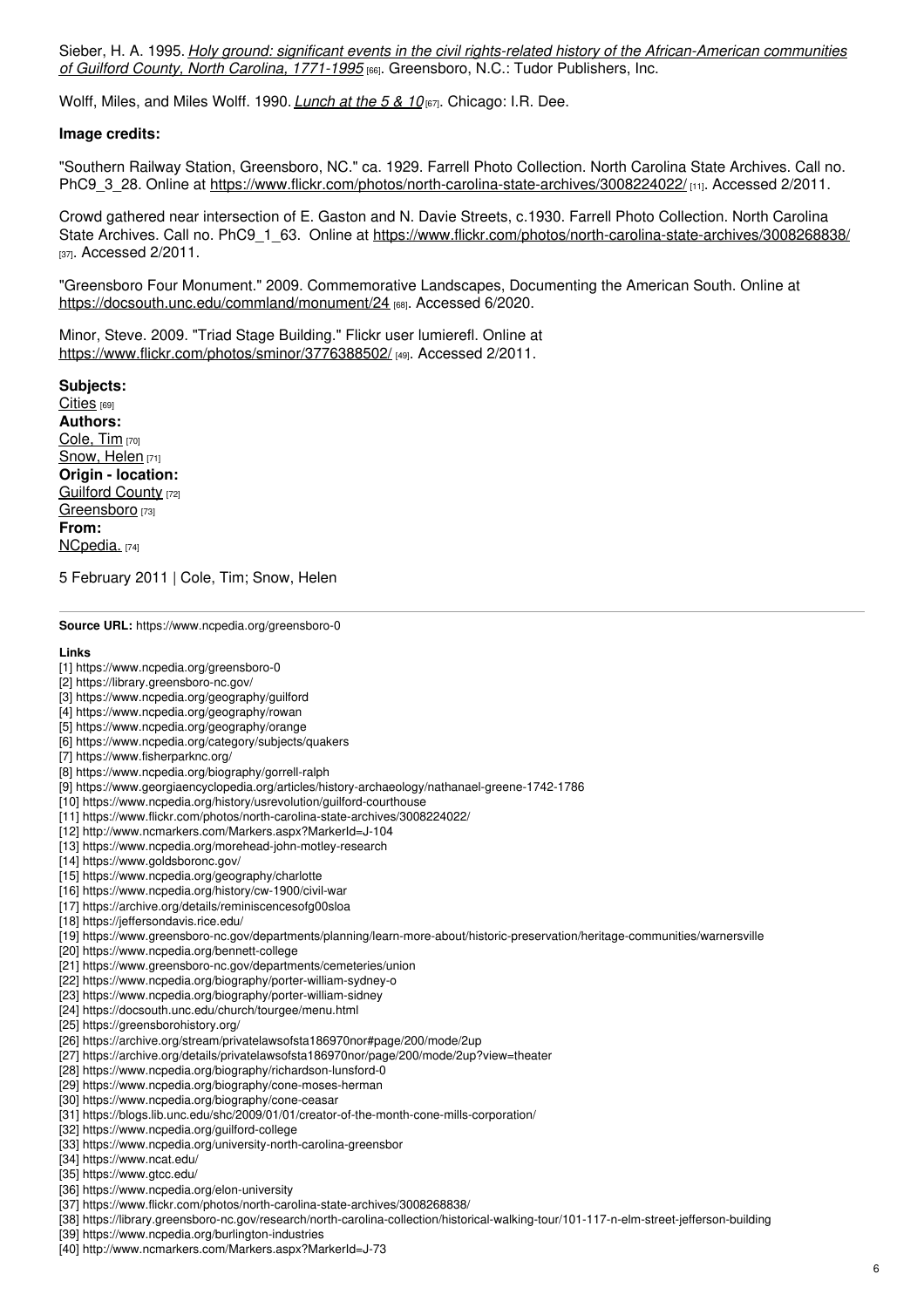Sieber, H. A. 1995. *[Holy ground: significant events in the civil rights-related history of the African-American communities of Guilford County, North Carolina, 1771-1995](https://www.worldcat.org/oclc/)* [66]. Greensboro, N.C.: Tudor Publishers, Inc.

Wolff, Miles, and Miles Wolff. 1990. *Lunch at the 5 & 10* [67]. Chicago: I.R. Dee.

**Image credits:**

"Southern Railway Station, Greensboro, NC." ca. 1929. Farrell Photo Collection. North Carolina State Archives. Call no. PhC9_3_28. Online at https://www.flickr.com/photos/north-carolina-state-archives/3008224022/ [11]. Accessed 2/2011.

Crowd gathered near intersection of E. Gaston and N. Davie Streets, c.1930. Farrell Photo Collection. North Carolina State Archives. Call no. PhC9_1_63. Online at https://www.flickr.com/photos/north-carolina-state-archives/3008268838/ [37]. Accessed 2/2011.

"Greensboro Four Monument." 2009. Commemorative Landscapes, Documenting the American South. Online at https://docsouth.unc.edu/commland/monument/24 [68]. Accessed 6/2020.

Minor, Steve. 2009. "Triad Stage Building." Flickr user lumierefl. Online at https://www.flickr.com/photos/sminor/3776388502/ [49]. Accessed 2/2011.

**Subjects:**
Cities [69]
**Authors:**
Cole, Tim [70]
Snow, Helen [71]
**Origin - location:**
Guilford County [72]
Greensboro [73]
**From:**
NCpedia. [74]

5 February 2011 | Cole, Tim; Snow, Helen

---

**Source URL:** https://www.ncpedia.org/greensboro-0

**Links**

[1] https://www.ncpedia.org/greensboro-0
[2] https://library.greensboro-nc.gov/
[3] https://www.ncpedia.org/geography/guilford
[4] https://www.ncpedia.org/geography/rowan
[5] https://www.ncpedia.org/geography/orange
[6] https://www.ncpedia.org/category/subjects/quakers
[7] https://www.fisherparknc.org/
[8] https://www.ncpedia.org/biography/gorrell-ralph
[9] https://www.georgiaencyclopedia.org/articles/history-archaeology/nathanael-greene-1742-1786
[10] https://www.ncpedia.org/history/usrevolution/guilford-courthouse
[11] https://www.flickr.com/photos/north-carolina-state-archives/3008224022/
[12] http://www.ncmarkers.com/Markers.aspx?MarkerId=J-104
[13] https://www.ncpedia.org/morehead-john-motley-research
[14] https://www.goldsboronc.gov/
[15] https://www.ncpedia.org/geography/charlotte
[16] https://www.ncpedia.org/history/cw-1900/civil-war
[17] https://archive.org/details/reminiscencesofg00sloa
[18] https://jeffersondavis.rice.edu/
[19] https://www.greensboro-nc.gov/departments/planning/learn-more-about/historic-preservation/heritage-communities/warnersville
[20] https://www.ncpedia.org/bennett-college
[21] https://www.greensboro-nc.gov/departments/cemeteries/union
[22] https://www.ncpedia.org/biography/porter-william-sydney-o
[23] https://www.ncpedia.org/biography/porter-william-sidney
[24] https://docsouth.unc.edu/church/tourgee/menu.html
[25] https://greensborohistory.org/
[26] https://archive.org/stream/privatelawsofsta186970nor#page/200/mode/2up
[27] https://archive.org/details/privatelawsofsta186970nor/page/200/mode/2up?view=theater
[28] https://www.ncpedia.org/biography/richardson-lunsford-0
[29] https://www.ncpedia.org/biography/cone-moses-herman
[30] https://www.ncpedia.org/biography/cone-ceasar
[31] https://blogs.lib.unc.edu/shc/2009/01/01/creator-of-the-month-cone-mills-corporation/
[32] https://www.ncpedia.org/guilford-college
[33] https://www.ncpedia.org/university-north-carolina-greensbor
[34] https://www.ncat.edu/
[35] https://www.gtcc.edu/
[36] https://www.ncpedia.org/elon-university
[37] https://www.flickr.com/photos/north-carolina-state-archives/3008268838/
[38] https://library.greensboro-nc.gov/research/north-carolina-collection/historical-walking-tour/101-117-n-elm-street-jefferson-building
[39] https://www.ncpedia.org/burlington-industries
[40] http://www.ncmarkers.com/Markers.aspx?MarkerId=J-73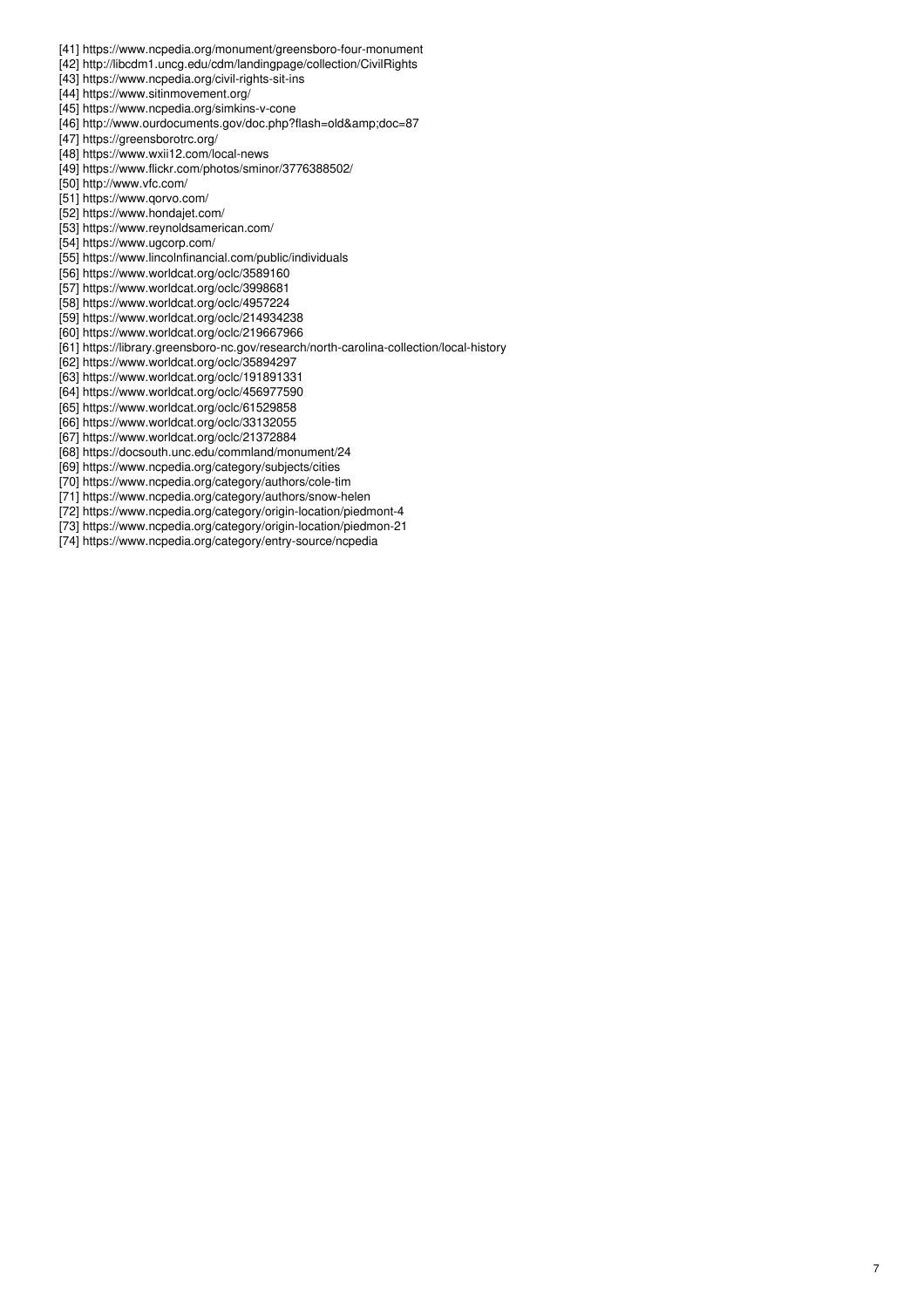[41] https://www.ncpedia.org/monument/greensboro-four-monument
[42] http://libcdm1.uncg.edu/cdm/landingpage/collection/CivilRights
[43] https://www.ncpedia.org/civil-rights-sit-ins
[44] https://www.sitinmovement.org/
[45] https://www.ncpedia.org/simkins-v-cone
[46] http://www.ourdocuments.gov/doc.php?flash=old&amp;doc=87
[47] https://greensborotrc.org/
[48] https://www.wxii12.com/local-news
[49] https://www.flickr.com/photos/sminor/3776388502/
[50] http://www.vfc.com/
[51] https://www.qorvo.com/
[52] https://www.hondajet.com/
[53] https://www.reynoldsamerican.com/
[54] https://www.ugcorp.com/
[55] https://www.lincolnfinancial.com/public/individuals
[56] https://www.worldcat.org/oclc/3589160
[57] https://www.worldcat.org/oclc/3998681
[58] https://www.worldcat.org/oclc/4957224
[59] https://www.worldcat.org/oclc/214934238
[60] https://www.worldcat.org/oclc/219667966
[61] https://library.greensboro-nc.gov/research/north-carolina-collection/local-history
[62] https://www.worldcat.org/oclc/35894297
[63] https://www.worldcat.org/oclc/191891331
[64] https://www.worldcat.org/oclc/456977590
[65] https://www.worldcat.org/oclc/61529858
[66] https://www.worldcat.org/oclc/33132055
[67] https://www.worldcat.org/oclc/21372884
[68] https://docsouth.unc.edu/commland/monument/24
[69] https://www.ncpedia.org/category/subjects/cities
[70] https://www.ncpedia.org/category/authors/cole-tim
[71] https://www.ncpedia.org/category/authors/snow-helen
[72] https://www.ncpedia.org/category/origin-location/piedmont-4
[73] https://www.ncpedia.org/category/origin-location/piedmon-21
[74] https://www.ncpedia.org/category/entry-source/ncpedia